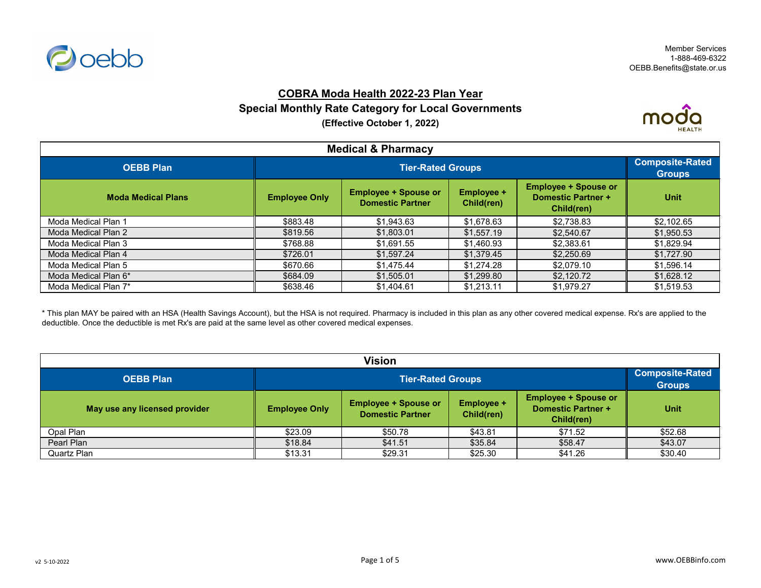Member Services
1-888-469-6322
OEBB.Benefits@state.or.us

# COBRA Moda Health 2022-23 Plan Year

## Special Monthly Rate Category for Local Governments

**(Effective October 1, 2022)**

| Medical & Pharmacy | | | | | |
|---|---|---|---|---|---|
| **OEBB Plan** | **Tier-Rated Groups** | | | | **Composite-Rated Groups** |
| **Moda Medical Plans** | **Employee Only** | **Employee + Spouse or Domestic Partner** | **Employee + Child(ren)** | **Employee + Spouse or Domestic Partner + Child(ren)** | **Unit** |
| Moda Medical Plan 1 | $883.48 | $1,943.63 | $1,678.63 | $2,738.83 | $2,102.65 |
| Moda Medical Plan 2 | $819.56 | $1,803.01 | $1,557.19 | $2,540.67 | $1,950.53 |
| Moda Medical Plan 3 | $768.88 | $1,691.55 | $1,460.93 | $2,383.61 | $1,829.94 |
| Moda Medical Plan 4 | $726.01 | $1,597.24 | $1,379.45 | $2,250.69 | $1,727.90 |
| Moda Medical Plan 5 | $670.66 | $1,475.44 | $1,274.28 | $2,079.10 | $1,596.14 |
| Moda Medical Plan 6* | $684.09 | $1,505.01 | $1,299.80 | $2,120.72 | $1,628.12 |
| Moda Medical Plan 7* | $638.46 | $1,404.61 | $1,213.11 | $1,979.27 | $1,519.53 |

* This plan MAY be paired with an HSA (Health Savings Account), but the HSA is not required. Pharmacy is included in this plan as any other covered medical expense. Rx's are applied to the deductible. Once the deductible is met Rx's are paid at the same level as other covered medical expenses.

| Vision | | | | | |
|---|---|---|---|---|---|
| **OEBB Plan** | **Tier-Rated Groups** | | | | **Composite-Rated Groups** |
| **May use any licensed provider** | **Employee Only** | **Employee + Spouse or Domestic Partner** | **Employee + Child(ren)** | **Employee + Spouse or Domestic Partner + Child(ren)** | **Unit** |
| Opal Plan | $23.09 | $50.78 | $43.81 | $71.52 | $52.68 |
| Pearl Plan | $18.84 | $41.51 | $35.84 | $58.47 | $43.07 |
| Quartz Plan | $13.31 | $29.31 | $25.30 | $41.26 | $30.40 |

v2 5-10-2022

www.OEBBinfo.com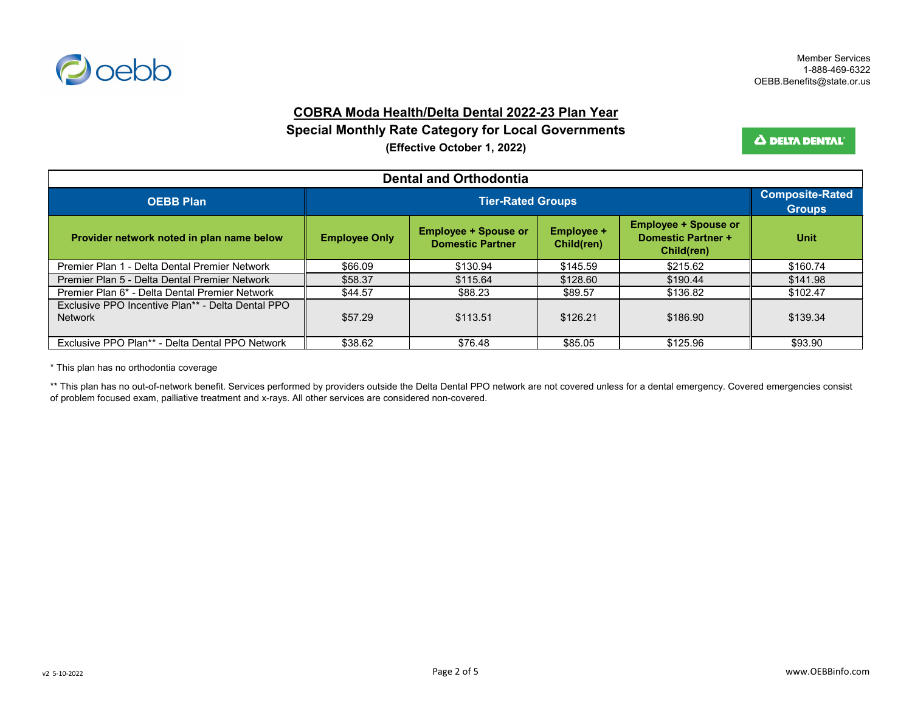Member Services
1-888-469-6322
OEBB.Benefits@state.or.us

# COBRA Moda Health/Delta Dental 2022-23 Plan Year

## Special Monthly Rate Category for Local Governments

**(Effective October 1, 2022)**

| Dental and Orthodontia | | | | | |
|---|---|---|---|---|---|
| **OEBB Plan** | **Tier-Rated Groups** | | | | **Composite-Rated Groups** |
| **Provider network noted in plan name below** | **Employee Only** | **Employee + Spouse or Domestic Partner** | **Employee + Child(ren)** | **Employee + Spouse or Domestic Partner + Child(ren)** | **Unit** |
| Premier Plan 1 - Delta Dental Premier Network | $66.09 | $130.94 | $145.59 | $215.62 | $160.74 |
| Premier Plan 5 - Delta Dental Premier Network | $58.37 | $115.64 | $128.60 | $190.44 | $141.98 |
| Premier Plan 6* - Delta Dental Premier Network | $44.57 | $88.23 | $89.57 | $136.82 | $102.47 |
| Exclusive PPO Incentive Plan** - Delta Dental PPO Network | $57.29 | $113.51 | $126.21 | $186.90 | $139.34 |
| Exclusive PPO Plan** - Delta Dental PPO Network | $38.62 | $76.48 | $85.05 | $125.96 | $93.90 |

* This plan has no orthodontia coverage

** This plan has no out-of-network benefit. Services performed by providers outside the Delta Dental PPO network are not covered unless for a dental emergency. Covered emergencies consist of problem focused exam, palliative treatment and x-rays. All other services are considered non-covered.

v2 5-10-2022

www.OEBBinfo.com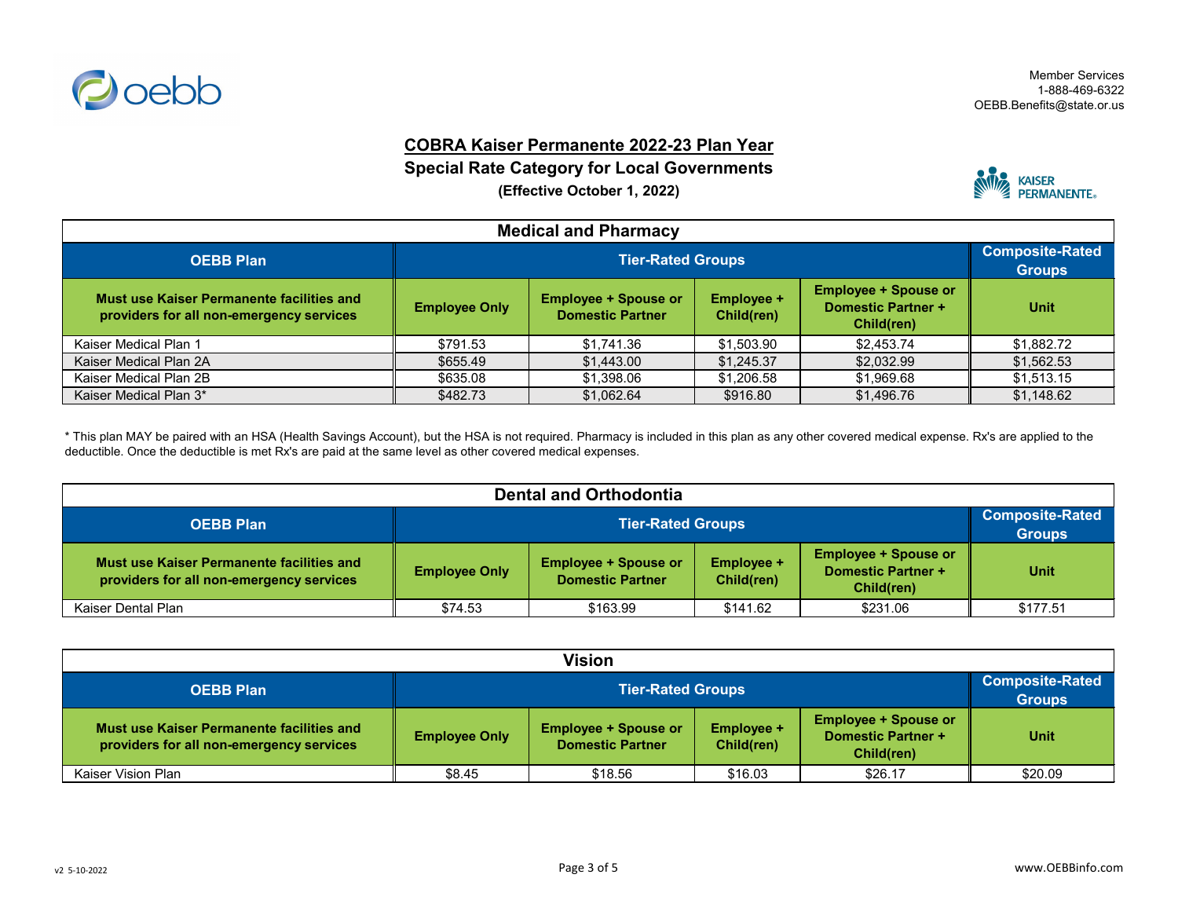Member Services
1-888-469-6322
OEBB.Benefits@state.or.us

# COBRA Kaiser Permanente 2022-23 Plan Year

## Special Rate Category for Local Governments

**(Effective October 1, 2022)**

| Medical and Pharmacy | | | | | |
|---|---|---|---|---|---|
| **OEBB Plan** | **Tier-Rated Groups** | | | | **Composite-Rated Groups** |
| **Must use Kaiser Permanente facilities and providers for all non-emergency services** | **Employee Only** | **Employee + Spouse or Domestic Partner** | **Employee + Child(ren)** | **Employee + Spouse or Domestic Partner + Child(ren)** | **Unit** |
| Kaiser Medical Plan 1 | $791.53 | $1,741.36 | $1,503.90 | $2,453.74 | $1,882.72 |
| Kaiser Medical Plan 2A | $655.49 | $1,443.00 | $1,245.37 | $2,032.99 | $1,562.53 |
| Kaiser Medical Plan 2B | $635.08 | $1,398.06 | $1,206.58 | $1,969.68 | $1,513.15 |
| Kaiser Medical Plan 3* | $482.73 | $1,062.64 | $916.80 | $1,496.76 | $1,148.62 |

* This plan MAY be paired with an HSA (Health Savings Account), but the HSA is not required. Pharmacy is included in this plan as any other covered medical expense. Rx's are applied to the deductible. Once the deductible is met Rx's are paid at the same level as other covered medical expenses.

| Dental and Orthodontia | | | | | |
|---|---|---|---|---|---|
| **OEBB Plan** | **Tier-Rated Groups** | | | | **Composite-Rated Groups** |
| **Must use Kaiser Permanente facilities and providers for all non-emergency services** | **Employee Only** | **Employee + Spouse or Domestic Partner** | **Employee + Child(ren)** | **Employee + Spouse or Domestic Partner + Child(ren)** | **Unit** |
| Kaiser Dental Plan | $74.53 | $163.99 | $141.62 | $231.06 | $177.51 |

| Vision | | | | | |
|---|---|---|---|---|---|
| **OEBB Plan** | **Tier-Rated Groups** | | | | **Composite-Rated Groups** |
| **Must use Kaiser Permanente facilities and providers for all non-emergency services** | **Employee Only** | **Employee + Spouse or Domestic Partner** | **Employee + Child(ren)** | **Employee + Spouse or Domestic Partner + Child(ren)** | **Unit** |
| Kaiser Vision Plan | $8.45 | $18.56 | $16.03 | $26.17 | $20.09 |

v2 5-10-2022

www.OEBBinfo.com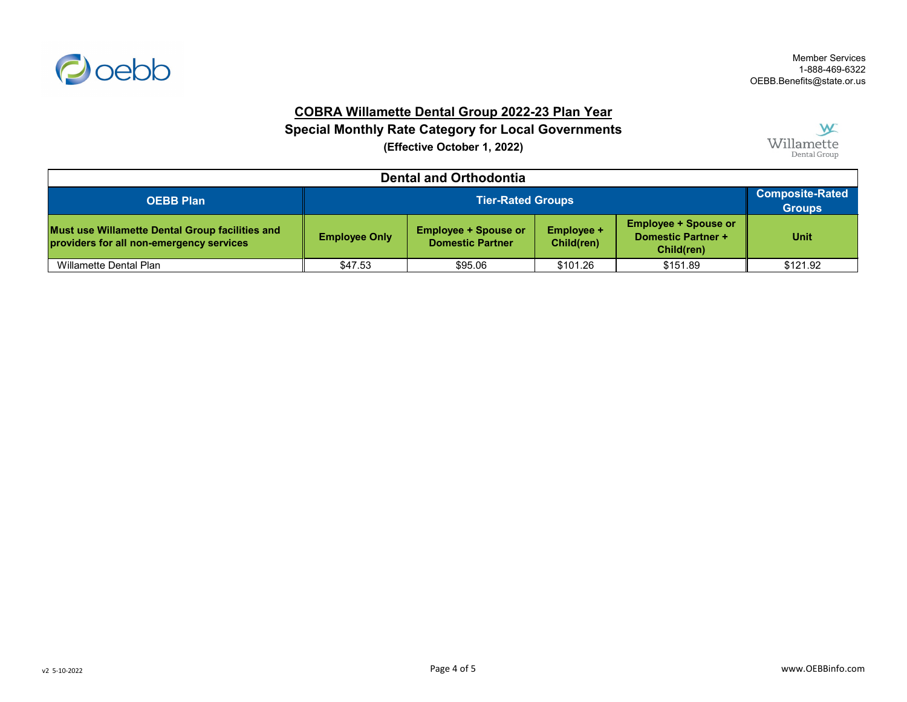Member Services
1-888-469-6322
OEBB.Benefits@state.or.us

# COBRA Willamette Dental Group 2022-23 Plan Year

## Special Monthly Rate Category for Local Governments

**(Effective October 1, 2022)**

| Dental and Orthodontia | | | | | |
|---|---|---|---|---|---|
| **OEBB Plan** | **Tier-Rated Groups** | | | | **Composite-Rated Groups** |
| **Must use Willamette Dental Group facilities and providers for all non-emergency services** | **Employee Only** | **Employee + Spouse or Domestic Partner** | **Employee + Child(ren)** | **Employee + Spouse or Domestic Partner + Child(ren)** | **Unit** |
| Willamette Dental Plan | $47.53 | $95.06 | $101.26 | $151.89 | $121.92 |

v2 5-10-2022

www.OEBBinfo.com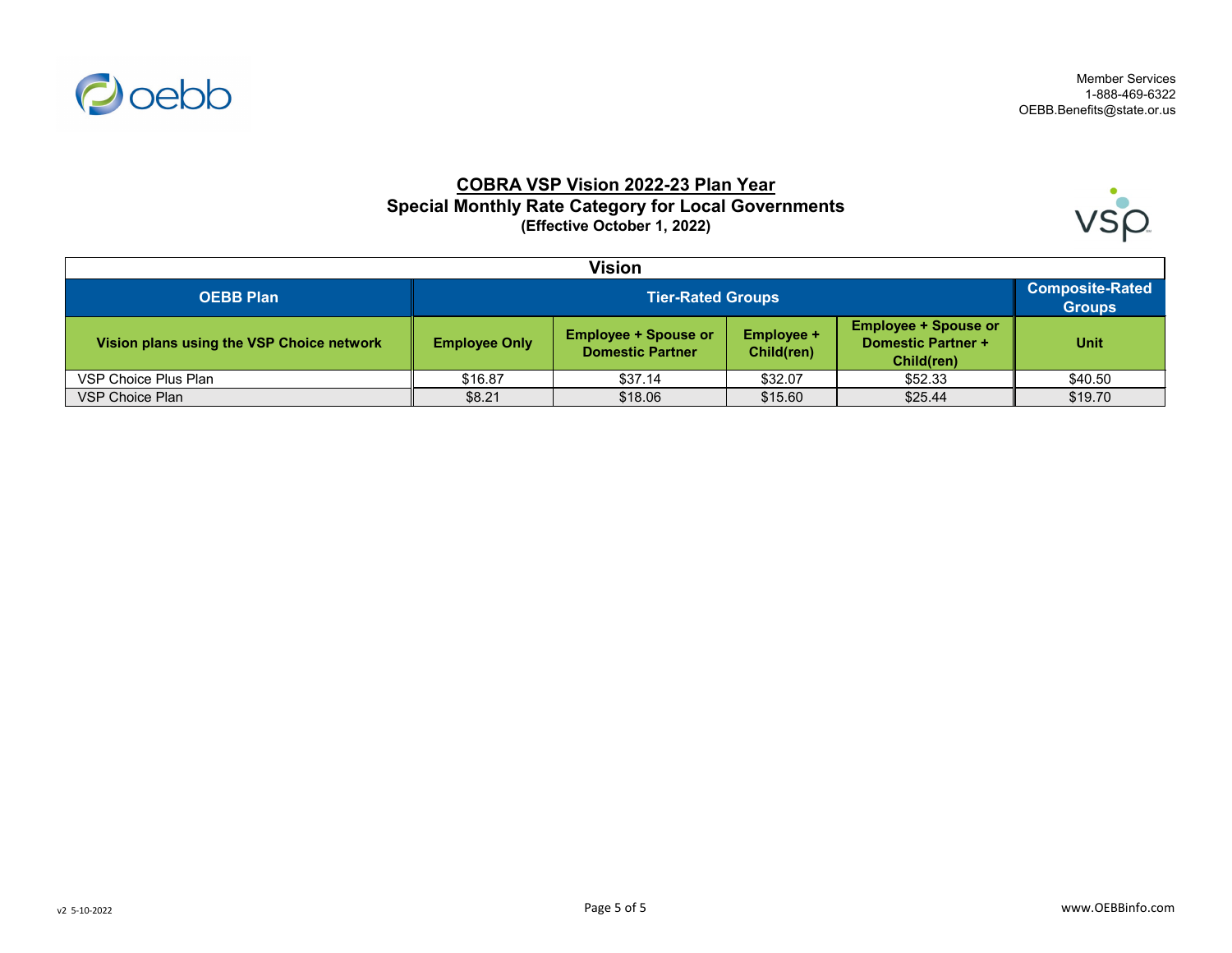Member Services
1-888-469-6322
OEBB.Benefits@state.or.us

# COBRA VSP Vision 2022-23 Plan Year

## Special Monthly Rate Category for Local Governments

**(Effective October 1, 2022)**

| Vision | | | | | |
|---|---|---|---|---|---|
| **OEBB Plan** | **Tier-Rated Groups** | | | | **Composite-Rated Groups** |
| **Vision plans using the VSP Choice network** | **Employee Only** | **Employee + Spouse or Domestic Partner** | **Employee + Child(ren)** | **Employee + Spouse or Domestic Partner + Child(ren)** | **Unit** |
| VSP Choice Plus Plan | $16.87 | $37.14 | $32.07 | $52.33 | $40.50 |
| VSP Choice Plan | $8.21 | $18.06 | $15.60 | $25.44 | $19.70 |

v2 5-10-2022

www.OEBBinfo.com